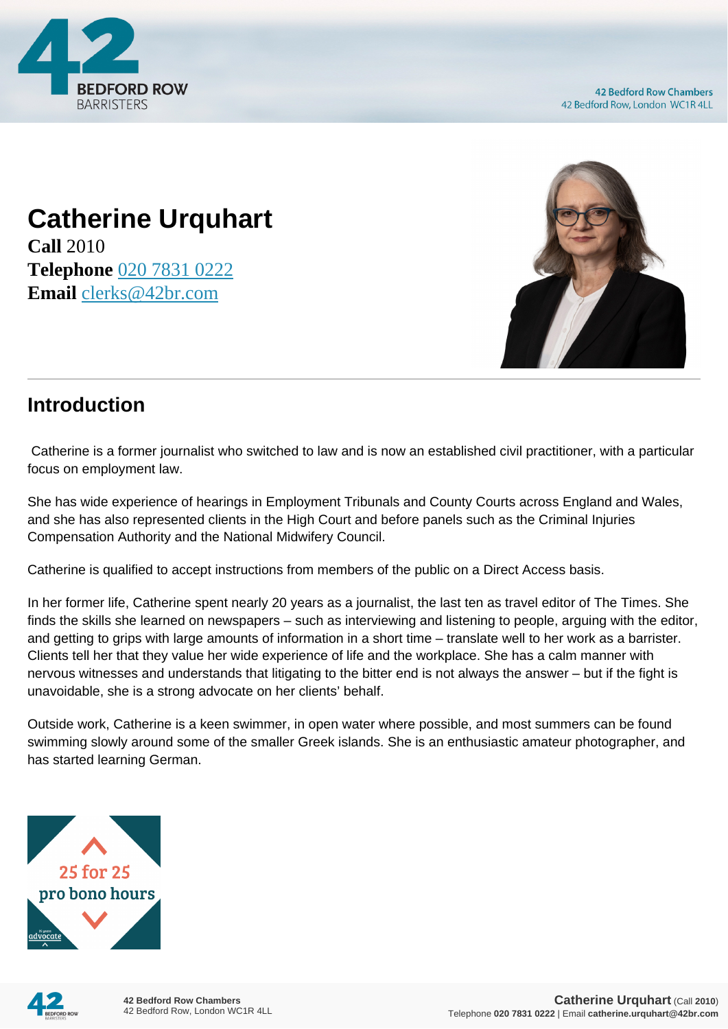# Catherine Urquhart

**Call** 2010
**Telephone** 020 7831 0222
**Email** clerks@42br.com

## Introduction

Catherine is a former journalist who switched to law and is now an established civil practitioner, with a particular focus on employment law.

She has wide experience of hearings in Employment Tribunals and County Courts across England and Wales, and she has also represented clients in the High Court and before panels such as the Criminal Injuries Compensation Authority and the National Midwifery Council.

Catherine is qualified to accept instructions from members of the public on a Direct Access basis.

In her former life, Catherine spent nearly 20 years as a journalist, the last ten as travel editor of The Times. She finds the skills she learned on newspapers – such as interviewing and listening to people, arguing with the editor, and getting to grips with large amounts of information in a short time – translate well to her work as a barrister. Clients tell her that they value her wide experience of life and the workplace. She has a calm manner with nervous witnesses and understands that litigating to the bitter end is not always the answer – but if the fight is unavoidable, she is a strong advocate on her clients' behalf.

Outside work, Catherine is a keen swimmer, in open water where possible, and most summers can be found swimming slowly around some of the smaller Greek islands. She is an enthusiastic amateur photographer, and has started learning German.

25 for 25 pro bono hours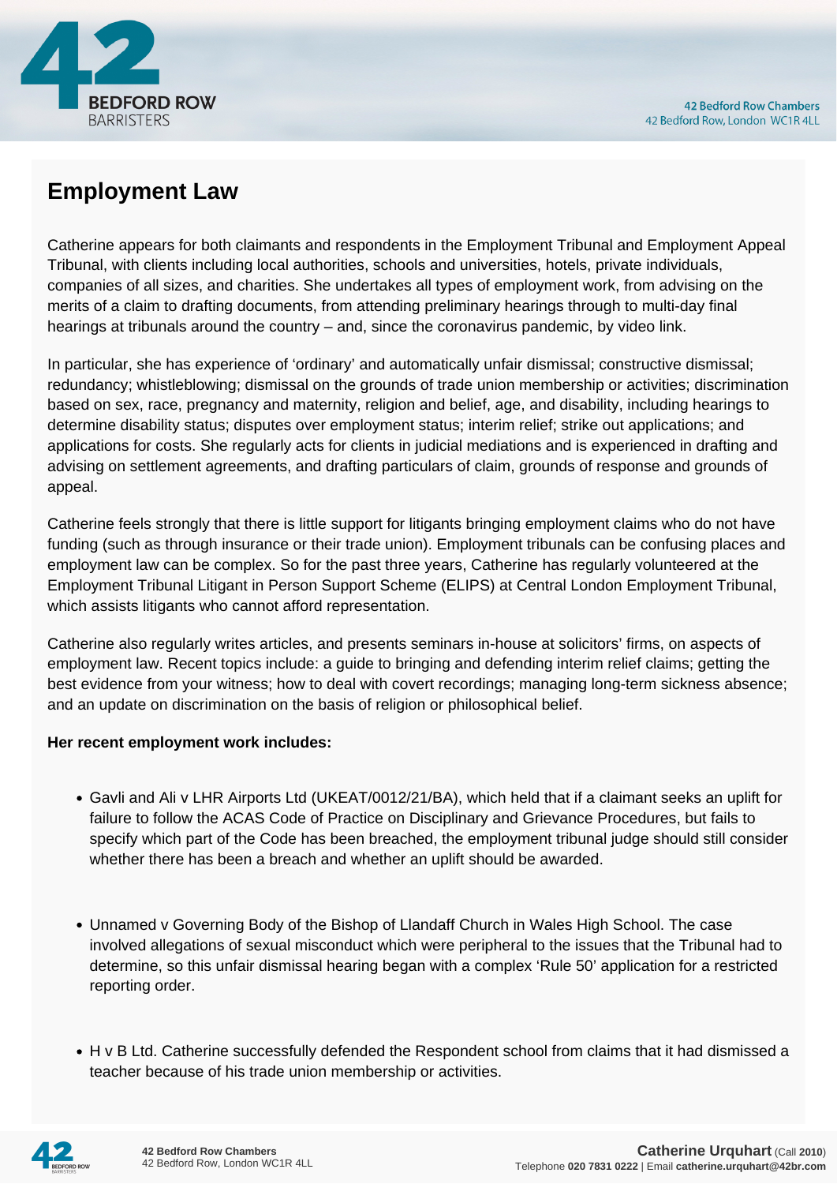## Employment Law

Catherine appears for both claimants and respondents in the Employment Tribunal and Employment Appeal Tribunal, with clients including local authorities, schools and universities, hotels, private individuals, companies of all sizes, and charities. She undertakes all types of employment work, from advising on the merits of a claim to drafting documents, from attending preliminary hearings through to multi-day final hearings at tribunals around the country – and, since the coronavirus pandemic, by video link.

In particular, she has experience of 'ordinary' and automatically unfair dismissal; constructive dismissal; redundancy; whistleblowing; dismissal on the grounds of trade union membership or activities; discrimination based on sex, race, pregnancy and maternity, religion and belief, age, and disability, including hearings to determine disability status; disputes over employment status; interim relief; strike out applications; and applications for costs. She regularly acts for clients in judicial mediations and is experienced in drafting and advising on settlement agreements, and drafting particulars of claim, grounds of response and grounds of appeal.

Catherine feels strongly that there is little support for litigants bringing employment claims who do not have funding (such as through insurance or their trade union). Employment tribunals can be confusing places and employment law can be complex. So for the past three years, Catherine has regularly volunteered at the Employment Tribunal Litigant in Person Support Scheme (ELIPS) at Central London Employment Tribunal, which assists litigants who cannot afford representation.

Catherine also regularly writes articles, and presents seminars in-house at solicitors' firms, on aspects of employment law. Recent topics include: a guide to bringing and defending interim relief claims; getting the best evidence from your witness; how to deal with covert recordings; managing long-term sickness absence; and an update on discrimination on the basis of religion or philosophical belief.

**Her recent employment work includes:**

- Gavli and Ali v LHR Airports Ltd (UKEAT/0012/21/BA), which held that if a claimant seeks an uplift for failure to follow the ACAS Code of Practice on Disciplinary and Grievance Procedures, but fails to specify which part of the Code has been breached, the employment tribunal judge should still consider whether there has been a breach and whether an uplift should be awarded.

- Unnamed v Governing Body of the Bishop of Llandaff Church in Wales High School. The case involved allegations of sexual misconduct which were peripheral to the issues that the Tribunal had to determine, so this unfair dismissal hearing began with a complex 'Rule 50' application for a restricted reporting order.

- H v B Ltd. Catherine successfully defended the Respondent school from claims that it had dismissed a teacher because of his trade union membership or activities.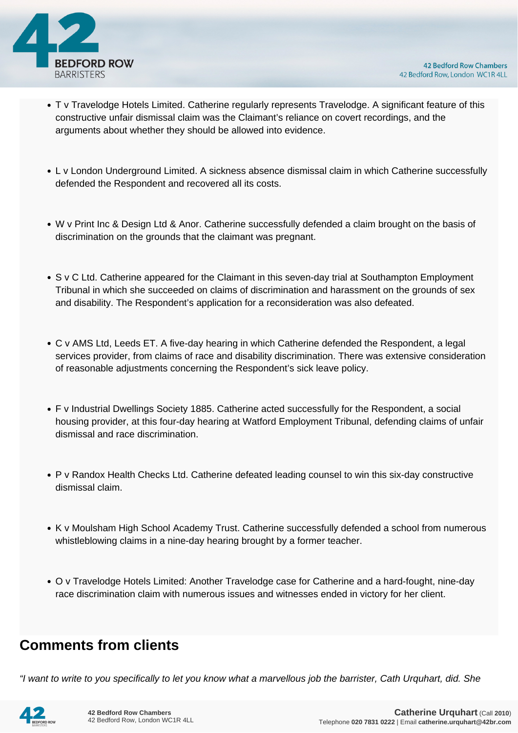- T v Travelodge Hotels Limited. Catherine regularly represents Travelodge. A significant feature of this constructive unfair dismissal claim was the Claimant's reliance on covert recordings, and the arguments about whether they should be allowed into evidence.

- L v London Underground Limited. A sickness absence dismissal claim in which Catherine successfully defended the Respondent and recovered all its costs.

- W v Print Inc & Design Ltd & Anor. Catherine successfully defended a claim brought on the basis of discrimination on the grounds that the claimant was pregnant.

- S v C Ltd. Catherine appeared for the Claimant in this seven-day trial at Southampton Employment Tribunal in which she succeeded on claims of discrimination and harassment on the grounds of sex and disability. The Respondent's application for a reconsideration was also defeated.

- C v AMS Ltd, Leeds ET. A five-day hearing in which Catherine defended the Respondent, a legal services provider, from claims of race and disability discrimination. There was extensive consideration of reasonable adjustments concerning the Respondent's sick leave policy.

- F v Industrial Dwellings Society 1885. Catherine acted successfully for the Respondent, a social housing provider, at this four-day hearing at Watford Employment Tribunal, defending claims of unfair dismissal and race discrimination.

- P v Randox Health Checks Ltd. Catherine defeated leading counsel to win this six-day constructive dismissal claim.

- K v Moulsham High School Academy Trust. Catherine successfully defended a school from numerous whistleblowing claims in a nine-day hearing brought by a former teacher.

- O v Travelodge Hotels Limited: Another Travelodge case for Catherine and a hard-fought, nine-day race discrimination claim with numerous issues and witnesses ended in victory for her client.

## Comments from clients

*"I want to write to you specifically to let you know what a marvellous job the barrister, Cath Urquhart, did. She*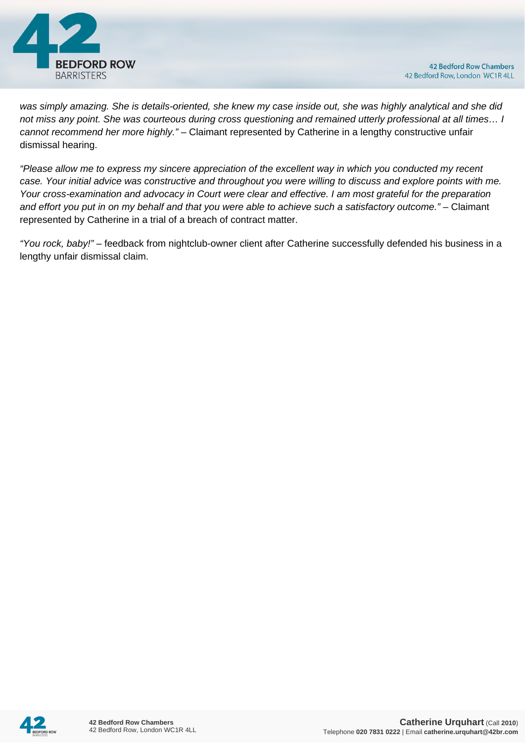*was simply amazing. She is details-oriented, she knew my case inside out, she was highly analytical and she did not miss any point. She was courteous during cross questioning and remained utterly professional at all times… I cannot recommend her more highly."* – Claimant represented by Catherine in a lengthy constructive unfair dismissal hearing.

*"Please allow me to express my sincere appreciation of the excellent way in which you conducted my recent case. Your initial advice was constructive and throughout you were willing to discuss and explore points with me. Your cross-examination and advocacy in Court were clear and effective. I am most grateful for the preparation and effort you put in on my behalf and that you were able to achieve such a satisfactory outcome."* – Claimant represented by Catherine in a trial of a breach of contract matter.

*"You rock, baby!"* – feedback from nightclub-owner client after Catherine successfully defended his business in a lengthy unfair dismissal claim.